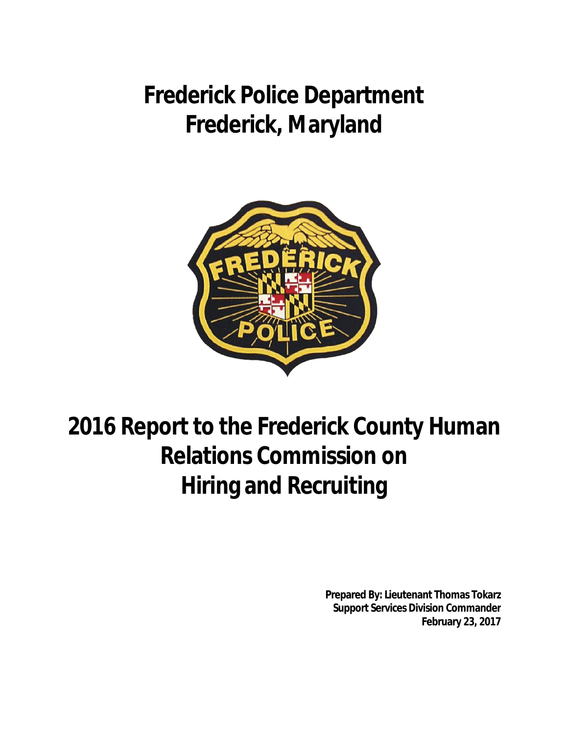# Frederick Police Department
# Frederick, Maryland

# 2016 Report to the Frederick County Human Relations Commission on Hiring and Recruiting

**Prepared By: Lieutenant Thomas Tokarz**
**Support Services Division Commander**
**February 23, 2017**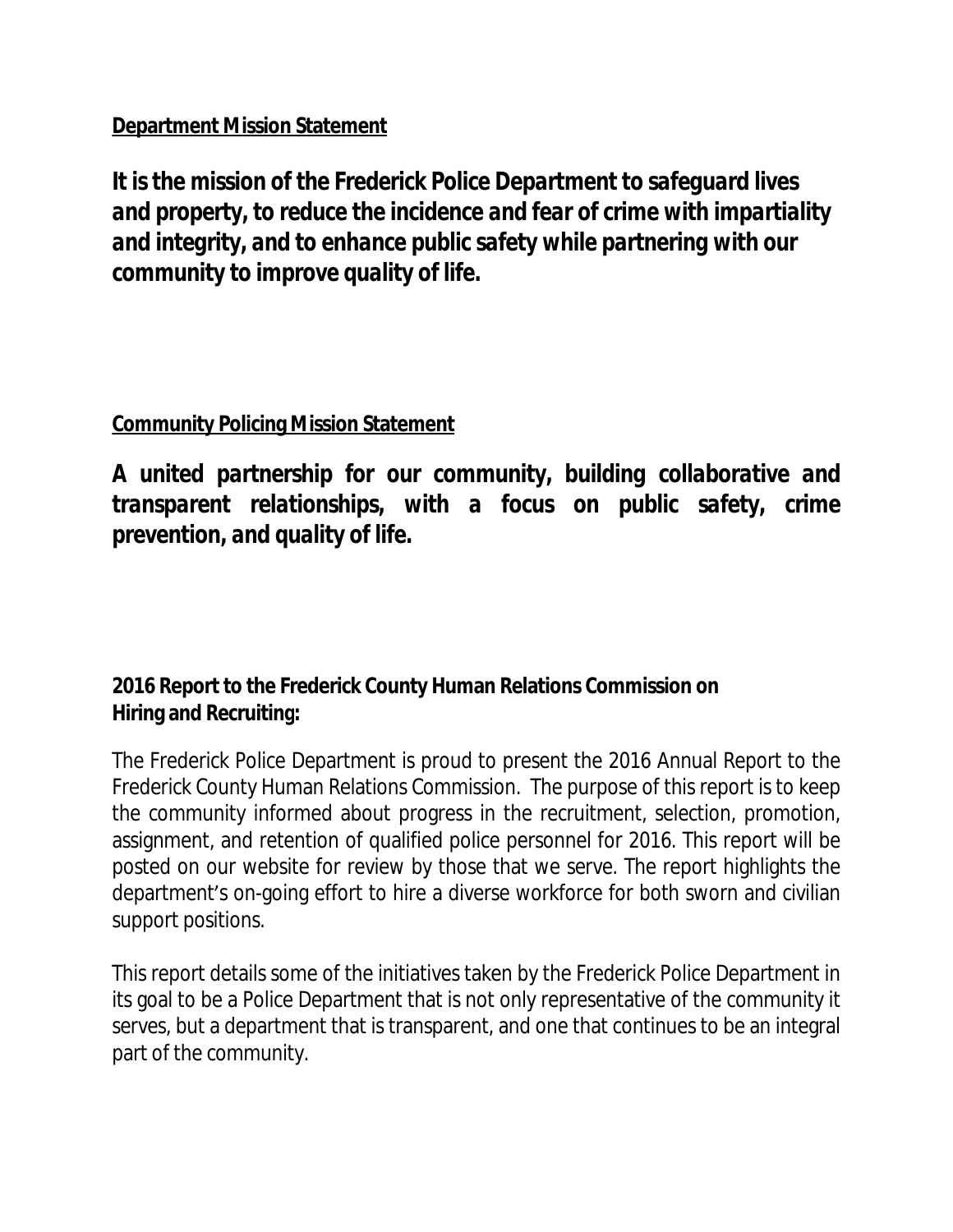**Department Mission Statement**

***It is the mission of the Frederick Police Department to safeguard lives and property, to reduce the incidence and fear of crime with impartiality and integrity, and to enhance public safety while partnering with our community to improve quality of life.***

**Community Policing Mission Statement**

***A united partnership for our community, building collaborative and transparent relationships, with a focus on public safety, crime prevention, and quality of life.***

**2016 Report to the Frederick County Human Relations Commission on Hiring and Recruiting:**

The Frederick Police Department is proud to present the 2016 Annual Report to the Frederick County Human Relations Commission. The purpose of this report is to keep the community informed about progress in the recruitment, selection, promotion, assignment, and retention of qualified police personnel for 2016. This report will be posted on our website for review by those that we serve. The report highlights the department's on-going effort to hire a diverse workforce for both sworn and civilian support positions.

This report details some of the initiatives taken by the Frederick Police Department in its goal to be a Police Department that is not only representative of the community it serves, but a department that is transparent, and one that continues to be an integral part of the community.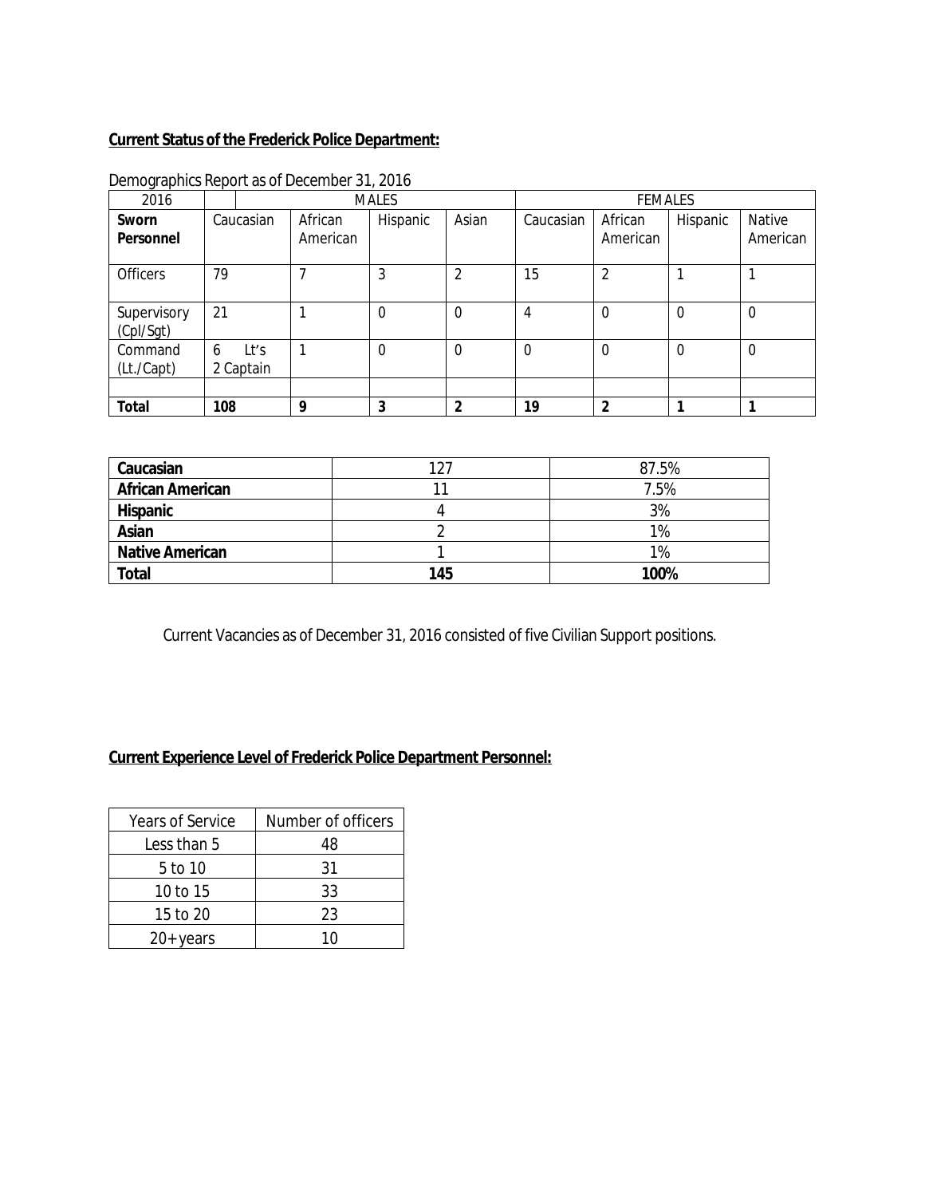**Current Status of the Frederick Police Department:**

Demographics Report as of December 31, 2016

| 2016 | MALES | | | | FEMALES | | | |
|---|---|---|---|---|---|---|---|---|
| **Sworn Personnel** | Caucasian | African American | Hispanic | Asian | Caucasian | African American | Hispanic | Native American |
| Officers | 79 | 7 | 3 | 2 | 15 | 2 | 1 | 1 |
| Supervisory (Cpl/Sgt) | 21 | 1 | 0 | 0 | 4 | 0 | 0 | 0 |
| Command (Lt./Capt) | 6 Lt's 2 Captain | 1 | 0 | 0 | 0 | 0 | 0 | 0 |
| | | | | | | | | |
| **Total** | **108** | **9** | **3** | **2** | **19** | **2** | **1** | **1** |

| **Caucasian** | 127 | 87.5% |
|---|---|---|
| **African American** | 11 | 7.5% |
| **Hispanic** | 4 | 3% |
| **Asian** | 2 | 1% |
| **Native American** | 1 | 1% |
| **Total** | **145** | **100%** |

Current Vacancies as of December 31, 2016 consisted of five Civilian Support positions.

**Current Experience Level of Frederick Police Department Personnel:**

| Years of Service | Number of officers |
|---|---|
| Less than 5 | 48 |
| 5 to 10 | 31 |
| 10 to 15 | 33 |
| 15 to 20 | 23 |
| 20+ years | 10 |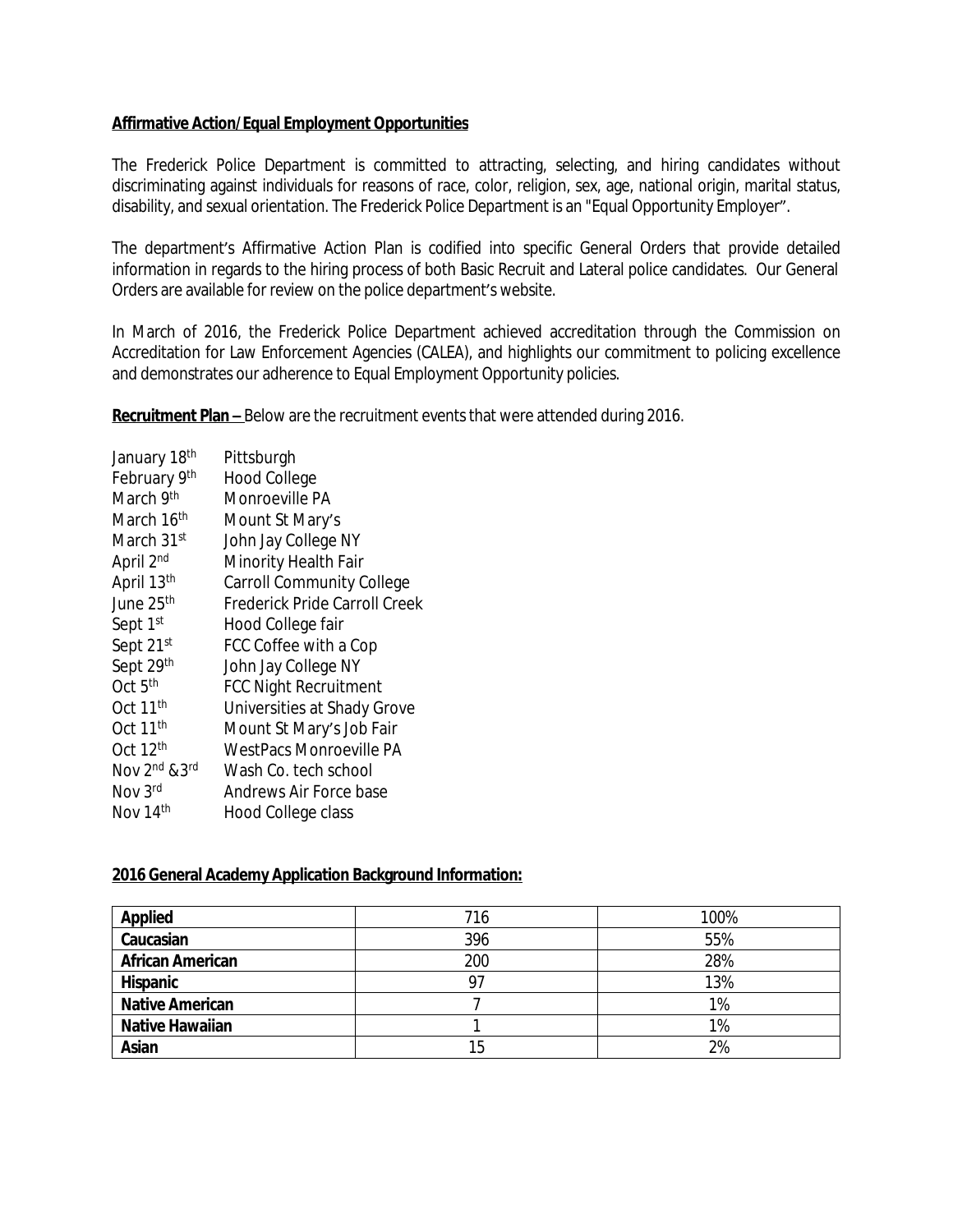**Affirmative Action/Equal Employment Opportunities**

The Frederick Police Department is committed to attracting, selecting, and hiring candidates without discriminating against individuals for reasons of race, color, religion, sex, age, national origin, marital status, disability, and sexual orientation. The Frederick Police Department is an "Equal Opportunity Employer".

The department's Affirmative Action Plan is codified into specific General Orders that provide detailed information in regards to the hiring process of both Basic Recruit and Lateral police candidates. Our General Orders are available for review on the police department's website.

In March of 2016, the Frederick Police Department achieved accreditation through the Commission on Accreditation for Law Enforcement Agencies (CALEA), and highlights our commitment to policing excellence and demonstrates our adherence to Equal Employment Opportunity policies.

**Recruitment Plan –** Below are the recruitment events that were attended during 2016.

| | |
|---|---|
| January 18th | Pittsburgh |
| February 9th | Hood College |
| March 9th | Monroeville PA |
| March 16th | Mount St Mary's |
| March 31st | John Jay College NY |
| April 2nd | Minority Health Fair |
| April 13th | Carroll Community College |
| June 25th | Frederick Pride Carroll Creek |
| Sept 1st | Hood College fair |
| Sept 21st | FCC Coffee with a Cop |
| Sept 29th | John Jay College NY |
| Oct 5th | FCC Night Recruitment |
| Oct 11th | Universities at Shady Grove |
| Oct 11th | Mount St Mary's Job Fair |
| Oct 12th | WestPacs Monroeville PA |
| Nov 2nd &3rd | Wash Co. tech school |
| Nov 3rd | Andrews Air Force base |
| Nov 14th | Hood College class |

**2016 General Academy Application Background Information:**

| **Applied** | 716 | 100% |
|---|---|---|
| **Caucasian** | 396 | 55% |
| **African American** | 200 | 28% |
| **Hispanic** | 97 | 13% |
| **Native American** | 7 | 1% |
| **Native Hawaiian** | 1 | 1% |
| **Asian** | 15 | 2% |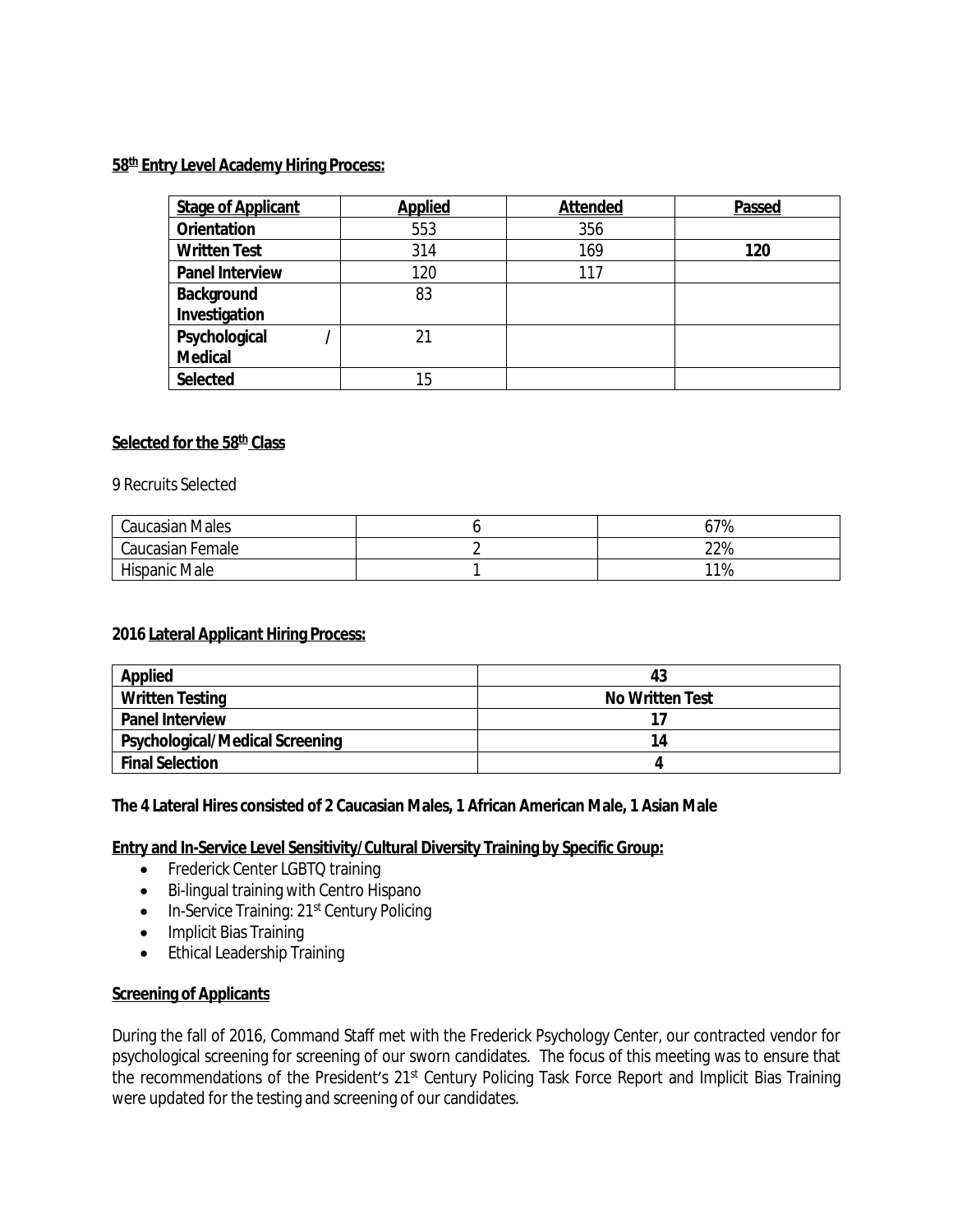**58th Entry Level Academy Hiring Process:**

| Stage of Applicant | Applied | Attended | Passed |
| --- | --- | --- | --- |
| Orientation | 553 | 356 | |
| Written Test | 314 | 169 | **120** |
| Panel Interview | 120 | 117 | |
| Background Investigation | 83 | | |
| Psychological / Medical | 21 | | |
| Selected | 15 | | |

**Selected for the 58th Class**

9 Recruits Selected

| Caucasian Males | 6 | 67% |
| --- | --- | --- |
| Caucasian Female | 2 | 22% |
| Hispanic Male | 1 | 11% |

**2016 Lateral Applicant Hiring Process:**

| Applied | 43 |
| --- | --- |
| Written Testing | No Written Test |
| Panel Interview | 17 |
| Psychological/Medical Screening | 14 |
| Final Selection | 4 |

**The 4 Lateral Hires consisted of 2 Caucasian Males, 1 African American Male, 1 Asian Male**

**Entry and In-Service Level Sensitivity/Cultural Diversity Training by Specific Group:**

- Frederick Center LGBTQ training
- Bi-lingual training with Centro Hispano
- In-Service Training: 21st Century Policing
- Implicit Bias Training
- Ethical Leadership Training

**Screening of Applicants**

During the fall of 2016, Command Staff met with the Frederick Psychology Center, our contracted vendor for psychological screening for screening of our sworn candidates. The focus of this meeting was to ensure that the recommendations of the President's 21st Century Policing Task Force Report and Implicit Bias Training were updated for the testing and screening of our candidates.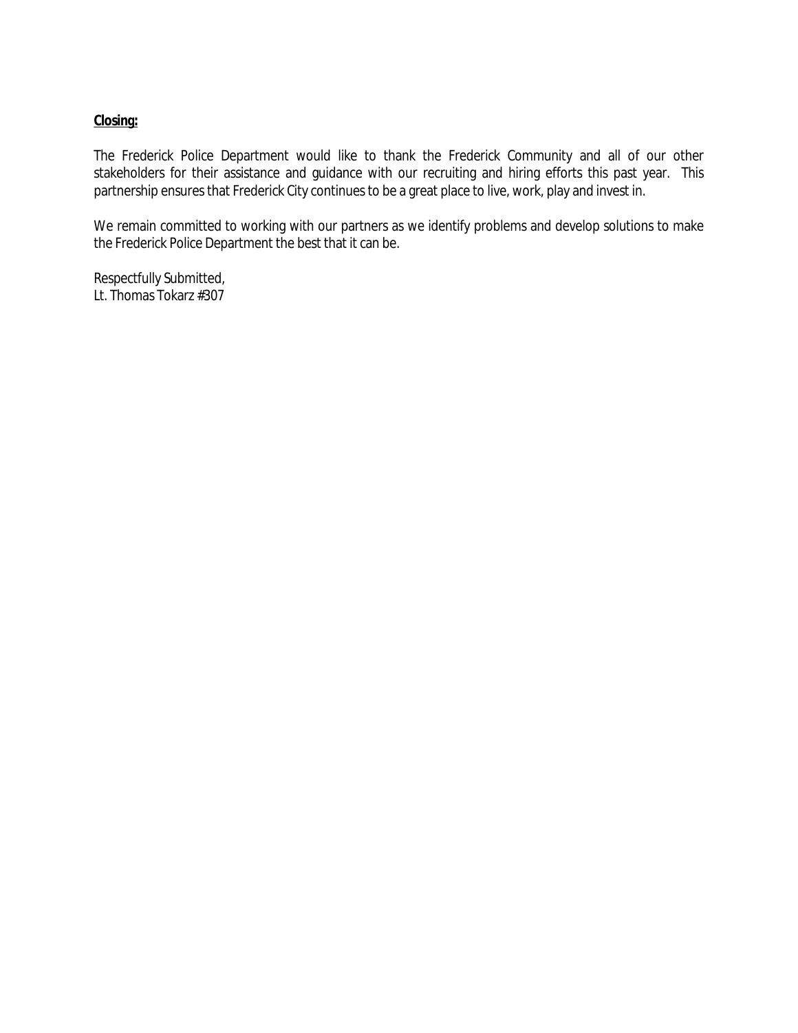**Closing:**

The Frederick Police Department would like to thank the Frederick Community and all of our other stakeholders for their assistance and guidance with our recruiting and hiring efforts this past year. This partnership ensures that Frederick City continues to be a great place to live, work, play and invest in.

We remain committed to working with our partners as we identify problems and develop solutions to make the Frederick Police Department the best that it can be.

Respectfully Submitted,
Lt. Thomas Tokarz #307